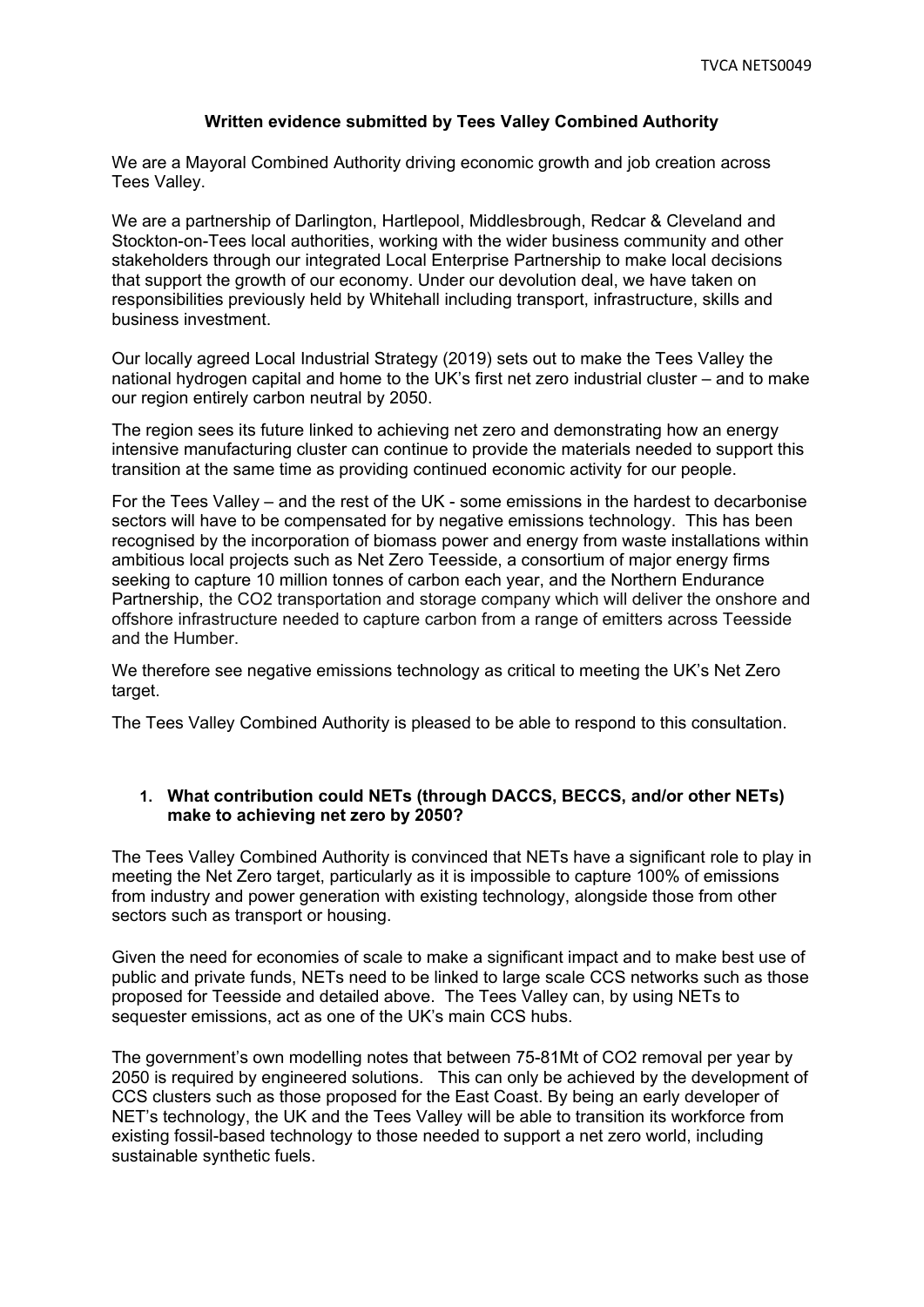**Written evidence submitted by Tees Valley Combined Authority**

We are a Mayoral Combined Authority driving economic growth and job creation across Tees Valley.

We are a partnership of Darlington, Hartlepool, Middlesbrough, Redcar & Cleveland and Stockton-on-Tees local authorities, working with the wider business community and other stakeholders through our integrated Local Enterprise Partnership to make local decisions that support the growth of our economy. Under our devolution deal, we have taken on responsibilities previously held by Whitehall including transport, infrastructure, skills and business investment.

Our locally agreed Local Industrial Strategy (2019) sets out to make the Tees Valley the national hydrogen capital and home to the UK's first net zero industrial cluster – and to make our region entirely carbon neutral by 2050.

The region sees its future linked to achieving net zero and demonstrating how an energy intensive manufacturing cluster can continue to provide the materials needed to support this transition at the same time as providing continued economic activity for our people.

For the Tees Valley – and the rest of the UK - some emissions in the hardest to decarbonise sectors will have to be compensated for by negative emissions technology. This has been recognised by the incorporation of biomass power and energy from waste installations within ambitious local projects such as Net Zero Teesside, a consortium of major energy firms seeking to capture 10 million tonnes of carbon each year, and the Northern Endurance Partnership, the $CO_2$ transportation and storage company which will deliver the onshore and offshore infrastructure needed to capture carbon from a range of emitters across Teesside and the Humber.

We therefore see negative emissions technology as critical to meeting the UK's Net Zero target.

The Tees Valley Combined Authority is pleased to be able to respond to this consultation.

1. **What contribution could NETs (through DACCS, BECCS, and/or other NETs) make to achieving net zero by 2050?**

The Tees Valley Combined Authority is convinced that NETs have a significant role to play in meeting the Net Zero target, particularly as it is impossible to capture 100% of emissions from industry and power generation with existing technology, alongside those from other sectors such as transport or housing.

Given the need for economies of scale to make a significant impact and to make best use of public and private funds, NETs need to be linked to large scale CCS networks such as those proposed for Teesside and detailed above. The Tees Valley can, by using NETs to sequester emissions, act as one of the UK's main CCS hubs.

The government's own modelling notes that between 75-81Mt of $CO_2$ removal per year by 2050 is required by engineered solutions. This can only be achieved by the development of CCS clusters such as those proposed for the East Coast. By being an early developer of NET's technology, the UK and the Tees Valley will be able to transition its workforce from existing fossil-based technology to those needed to support a net zero world, including sustainable synthetic fuels.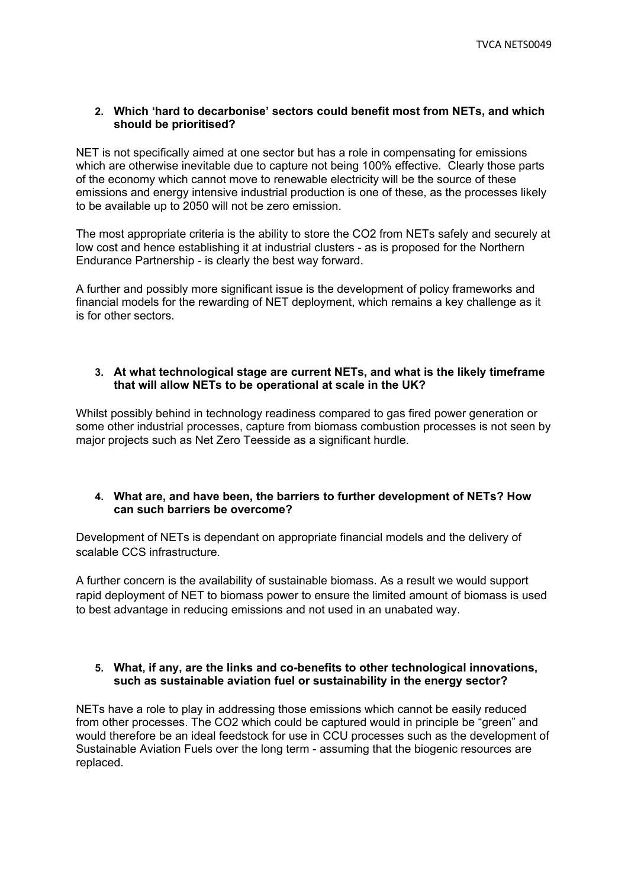**2. Which 'hard to decarbonise' sectors could benefit most from NETs, and which should be prioritised?**

NET is not specifically aimed at one sector but has a role in compensating for emissions which are otherwise inevitable due to capture not being 100% effective. Clearly those parts of the economy which cannot move to renewable electricity will be the source of these emissions and energy intensive industrial production is one of these, as the processes likely to be available up to 2050 will not be zero emission.

The most appropriate criteria is the ability to store the $CO_2$ from NETs safely and securely at low cost and hence establishing it at industrial clusters - as is proposed for the Northern Endurance Partnership - is clearly the best way forward.

A further and possibly more significant issue is the development of policy frameworks and financial models for the rewarding of NET deployment, which remains a key challenge as it is for other sectors.

**3. At what technological stage are current NETs, and what is the likely timeframe that will allow NETs to be operational at scale in the UK?**

Whilst possibly behind in technology readiness compared to gas fired power generation or some other industrial processes, capture from biomass combustion processes is not seen by major projects such as Net Zero Teesside as a significant hurdle.

**4. What are, and have been, the barriers to further development of NETs? How can such barriers be overcome?**

Development of NETs is dependant on appropriate financial models and the delivery of scalable CCS infrastructure.

A further concern is the availability of sustainable biomass. As a result we would support rapid deployment of NET to biomass power to ensure the limited amount of biomass is used to best advantage in reducing emissions and not used in an unabated way.

**5. What, if any, are the links and co-benefits to other technological innovations, such as sustainable aviation fuel or sustainability in the energy sector?**

NETs have a role to play in addressing those emissions which cannot be easily reduced from other processes. The $CO_2$ which could be captured would in principle be "green" and would therefore be an ideal feedstock for use in CCU processes such as the development of Sustainable Aviation Fuels over the long term - assuming that the biogenic resources are replaced.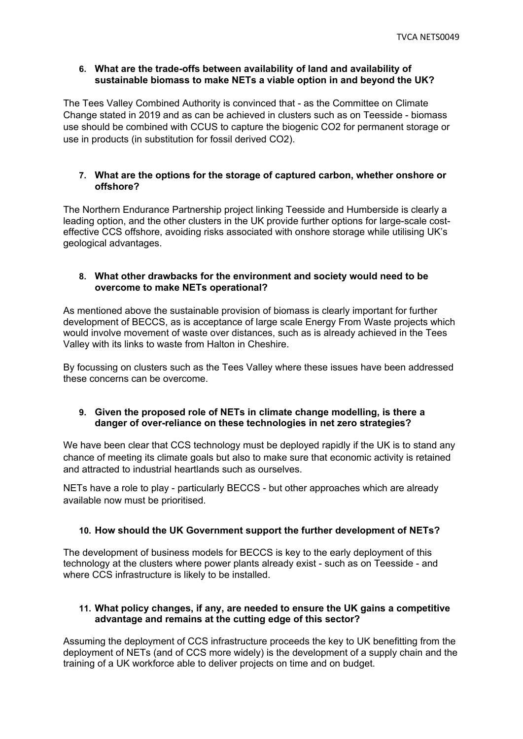**6. What are the trade-offs between availability of land and availability of sustainable biomass to make NETs a viable option in and beyond the UK?**

The Tees Valley Combined Authority is convinced that - as the Committee on Climate Change stated in 2019 and as can be achieved in clusters such as on Teesside - biomass use should be combined with CCUS to capture the biogenic $CO_2$ for permanent storage or use in products (in substitution for fossil derived $CO_2$).

**7. What are the options for the storage of captured carbon, whether onshore or offshore?**

The Northern Endurance Partnership project linking Teesside and Humberside is clearly a leading option, and the other clusters in the UK provide further options for large-scale cost-effective CCS offshore, avoiding risks associated with onshore storage while utilising UK's geological advantages.

**8. What other drawbacks for the environment and society would need to be overcome to make NETs operational?**

As mentioned above the sustainable provision of biomass is clearly important for further development of BECCS, as is acceptance of large scale Energy From Waste projects which would involve movement of waste over distances, such as is already achieved in the Tees Valley with its links to waste from Halton in Cheshire.

By focussing on clusters such as the Tees Valley where these issues have been addressed these concerns can be overcome.

**9. Given the proposed role of NETs in climate change modelling, is there a danger of over-reliance on these technologies in net zero strategies?**

We have been clear that CCS technology must be deployed rapidly if the UK is to stand any chance of meeting its climate goals but also to make sure that economic activity is retained and attracted to industrial heartlands such as ourselves.

NETs have a role to play - particularly BECCS - but other approaches which are already available now must be prioritised.

**10. How should the UK Government support the further development of NETs?**

The development of business models for BECCS is key to the early deployment of this technology at the clusters where power plants already exist - such as on Teesside - and where CCS infrastructure is likely to be installed.

**11. What policy changes, if any, are needed to ensure the UK gains a competitive advantage and remains at the cutting edge of this sector?**

Assuming the deployment of CCS infrastructure proceeds the key to UK benefitting from the deployment of NETs (and of CCS more widely) is the development of a supply chain and the training of a UK workforce able to deliver projects on time and on budget.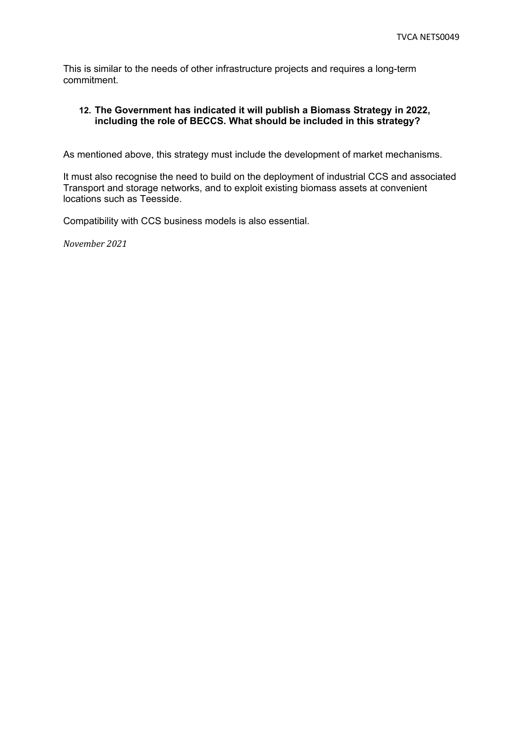This is similar to the needs of other infrastructure projects and requires a long-term commitment.

**12. The Government has indicated it will publish a Biomass Strategy in 2022, including the role of BECCS. What should be included in this strategy?**

As mentioned above, this strategy must include the development of market mechanisms.

It must also recognise the need to build on the deployment of industrial CCS and associated Transport and storage networks, and to exploit existing biomass assets at convenient locations such as Teesside.

Compatibility with CCS business models is also essential.

*November 2021*